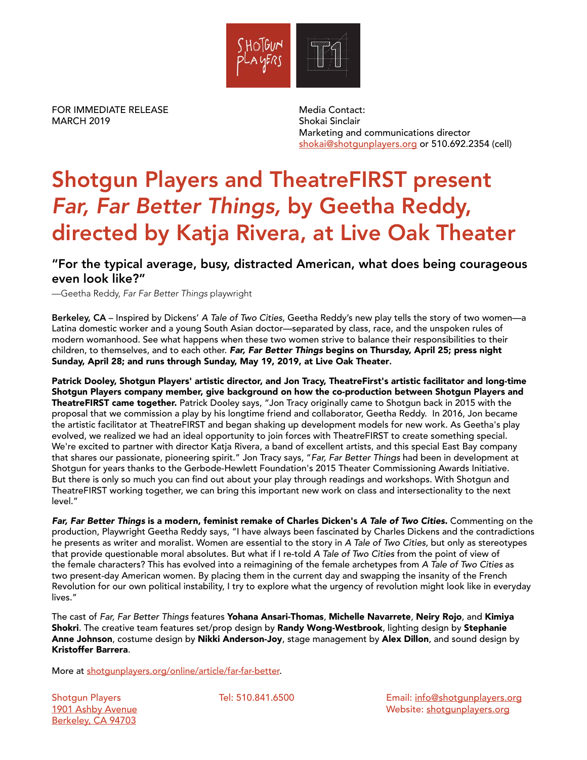FOR IMMEDIATE RELEASE
MARCH 2019

Media Contact:
Shokai Sinclair
Marketing and communications director
shokai@shotgunplayers.org or 510.692.2354 (cell)

# Shotgun Players and TheatreFIRST present *Far, Far Better Things,* by Geetha Reddy, directed by Katja Rivera, at Live Oak Theater

### "For the typical average, busy, distracted American, what does being courageous even look like?"

—Geetha Reddy, *Far Far Better Things* playwright

**Berkeley, CA** – Inspired by Dickens' *A Tale of Two Cities*, Geetha Reddy's new play tells the story of two women—a Latina domestic worker and a young South Asian doctor—separated by class, race, and the unspoken rules of modern womanhood. See what happens when these two women strive to balance their responsibilities to their children, to themselves, and to each other. ***Far, Far Better Things* begins on Thursday, April 25; press night Sunday, April 28; and runs through Sunday, May 19, 2019, at Live Oak Theater.**

**Patrick Dooley, Shotgun Players' artistic director, and Jon Tracy, TheatreFirst's artistic facilitator and long-time Shotgun Players company member, give background on how the co-production between Shotgun Players and TheatreFIRST came together.** Patrick Dooley says, "Jon Tracy originally came to Shotgun back in 2015 with the proposal that we commission a play by his longtime friend and collaborator, Geetha Reddy. In 2016, Jon became the artistic facilitator at TheatreFIRST and began shaking up development models for new work. As Geetha's play evolved, we realized we had an ideal opportunity to join forces with TheatreFIRST to create something special. We're excited to partner with director Katja Rivera, a band of excellent artists, and this special East Bay company that shares our passionate, pioneering spirit." Jon Tracy says, "*Far, Far Better Things* had been in development at Shotgun for years thanks to the Gerbode-Hewlett Foundation's 2015 Theater Commissioning Awards Initiative. But there is only so much you can find out about your play through readings and workshops. With Shotgun and TheatreFIRST working together, we can bring this important new work on class and intersectionality to the next level."

***Far, Far Better Things* is a modern, feminist remake of Charles Dicken's *A Tale of Two Cities.*** Commenting on the production, Playwright Geetha Reddy says, "I have always been fascinated by Charles Dickens and the contradictions he presents as writer and moralist. Women are essential to the story in *A Tale of Two Cities*, but only as stereotypes that provide questionable moral absolutes. But what if I re-told *A Tale of Two Cities* from the point of view of the female characters? This has evolved into a reimagining of the female archetypes from *A Tale of Two Cities* as two present-day American women. By placing them in the current day and swapping the insanity of the French Revolution for our own political instability, I try to explore what the urgency of revolution might look like in everyday lives."

The cast of *Far, Far Better Things* features **Yohana Ansari-Thomas**, **Michelle Navarrete**, **Neiry Rojo**, and **Kimiya Shokri**. The creative team features set/prop design by **Randy Wong-Westbrook**, lighting design by **Stephanie Anne Johnson**, costume design by **Nikki Anderson-Joy**, stage management by **Alex Dillon**, and sound design by **Kristoffer Barrera**.

More at shotgunplayers.org/online/article/far-far-better.

Shotgun Players
1901 Ashby Avenue
Berkeley, CA 94703

Tel: 510.841.6500

Email: info@shotgunplayers.org
Website: shotgunplayers.org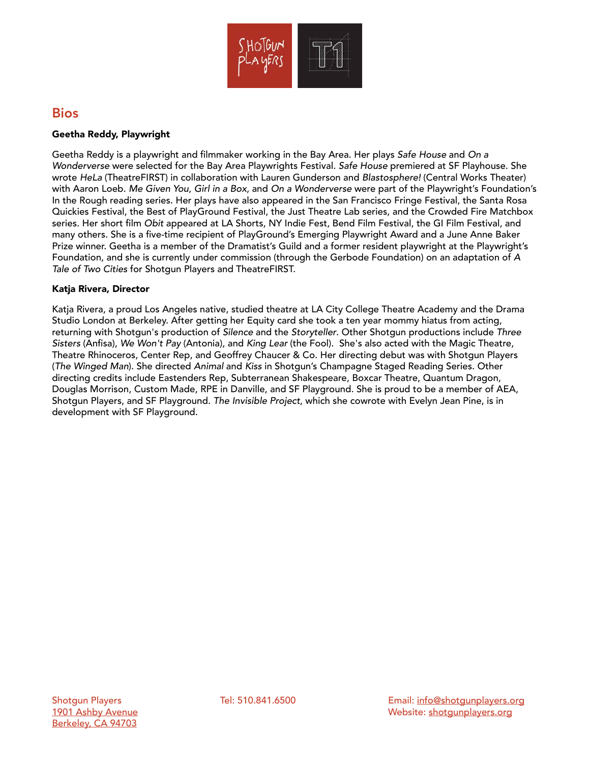## Bios

**Geetha Reddy, Playwright**

Geetha Reddy is a playwright and filmmaker working in the Bay Area. Her plays *Safe House* and *On a Wonderverse* were selected for the Bay Area Playwrights Festival. *Safe House* premiered at SF Playhouse. She wrote *HeLa* (TheatreFIRST) in collaboration with Lauren Gunderson and *Blastosphere!* (Central Works Theater) with Aaron Loeb. *Me Given You*, *Girl in a Box*, and *On a Wonderverse* were part of the Playwright's Foundation's In the Rough reading series. Her plays have also appeared in the San Francisco Fringe Festival, the Santa Rosa Quickies Festival, the Best of PlayGround Festival, the Just Theatre Lab series, and the Crowded Fire Matchbox series. Her short film *Obit* appeared at LA Shorts, NY Indie Fest, Bend Film Festival, the GI Film Festival, and many others. She is a five-time recipient of PlayGround's Emerging Playwright Award and a June Anne Baker Prize winner. Geetha is a member of the Dramatist's Guild and a former resident playwright at the Playwright's Foundation, and she is currently under commission (through the Gerbode Foundation) on an adaptation of *A Tale of Two Cities* for Shotgun Players and TheatreFIRST.

**Katja Rivera, Director**

Katja Rivera, a proud Los Angeles native, studied theatre at LA City College Theatre Academy and the Drama Studio London at Berkeley. After getting her Equity card she took a ten year mommy hiatus from acting, returning with Shotgun's production of *Silence* and the *Storyteller*. Other Shotgun productions include *Three Sisters* (Anfisa), *We Won't Pay* (Antonia), and *King Lear* (the Fool). She's also acted with the Magic Theatre, Theatre Rhinoceros, Center Rep, and Geoffrey Chaucer & Co. Her directing debut was with Shotgun Players (*The Winged Man*). She directed *Animal* and *Kiss* in Shotgun's Champagne Staged Reading Series. Other directing credits include Eastenders Rep, Subterranean Shakespeare, Boxcar Theatre, Quantum Dragon, Douglas Morrison, Custom Made, RPE in Danville, and SF Playground. She is proud to be a member of AEA, Shotgun Players, and SF Playground. *The Invisible Project*, which she cowrote with Evelyn Jean Pine, is in development with SF Playground.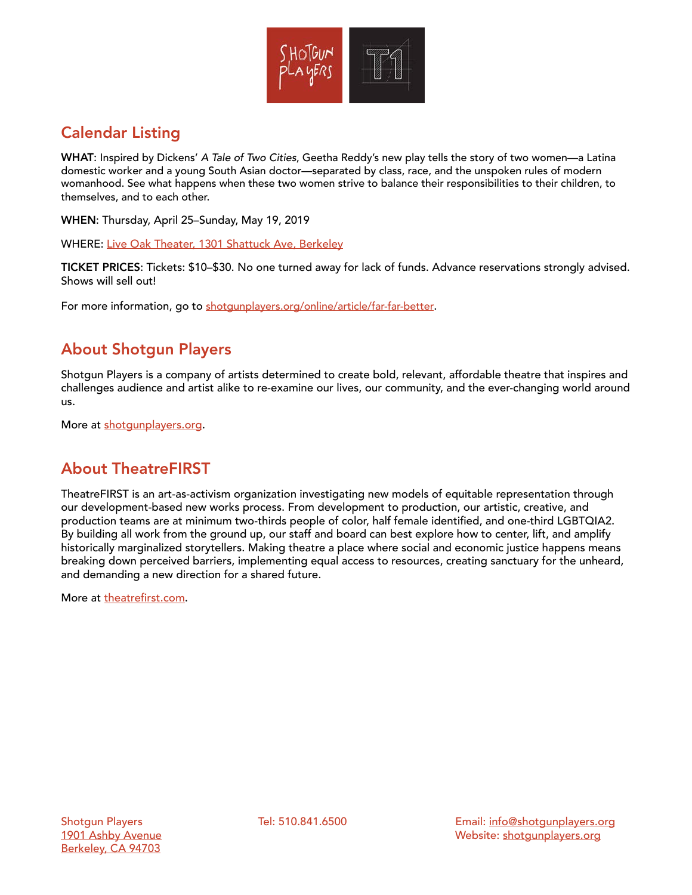## Calendar Listing

**WHAT**: Inspired by Dickens' *A Tale of Two Cities*, Geetha Reddy's new play tells the story of two women—a Latina domestic worker and a young South Asian doctor—separated by class, race, and the unspoken rules of modern womanhood. See what happens when these two women strive to balance their responsibilities to their children, to themselves, and to each other.

**WHEN**: Thursday, April 25–Sunday, May 19, 2019

WHERE: Live Oak Theater, 1301 Shattuck Ave, Berkeley

**TICKET PRICES**: Tickets: $10–$30. No one turned away for lack of funds. Advance reservations strongly advised. Shows will sell out!

For more information, go to shotgunplayers.org/online/article/far-far-better.

## About Shotgun Players

Shotgun Players is a company of artists determined to create bold, relevant, affordable theatre that inspires and challenges audience and artist alike to re-examine our lives, our community, and the ever-changing world around us.

More at shotgunplayers.org.

## About TheatreFIRST

TheatreFIRST is an art-as-activism organization investigating new models of equitable representation through our development-based new works process. From development to production, our artistic, creative, and production teams are at minimum two-thirds people of color, half female identified, and one-third LGBTQIA2. By building all work from the ground up, our staff and board can best explore how to center, lift, and amplify historically marginalized storytellers. Making theatre a place where social and economic justice happens means breaking down perceived barriers, implementing equal access to resources, creating sanctuary for the unheard, and demanding a new direction for a shared future.

More at theatrefirst.com.

Shotgun Players
1901 Ashby Avenue
Berkeley, CA 94703

Tel: 510.841.6500

Email: info@shotgunplayers.org
Website: shotgunplayers.org